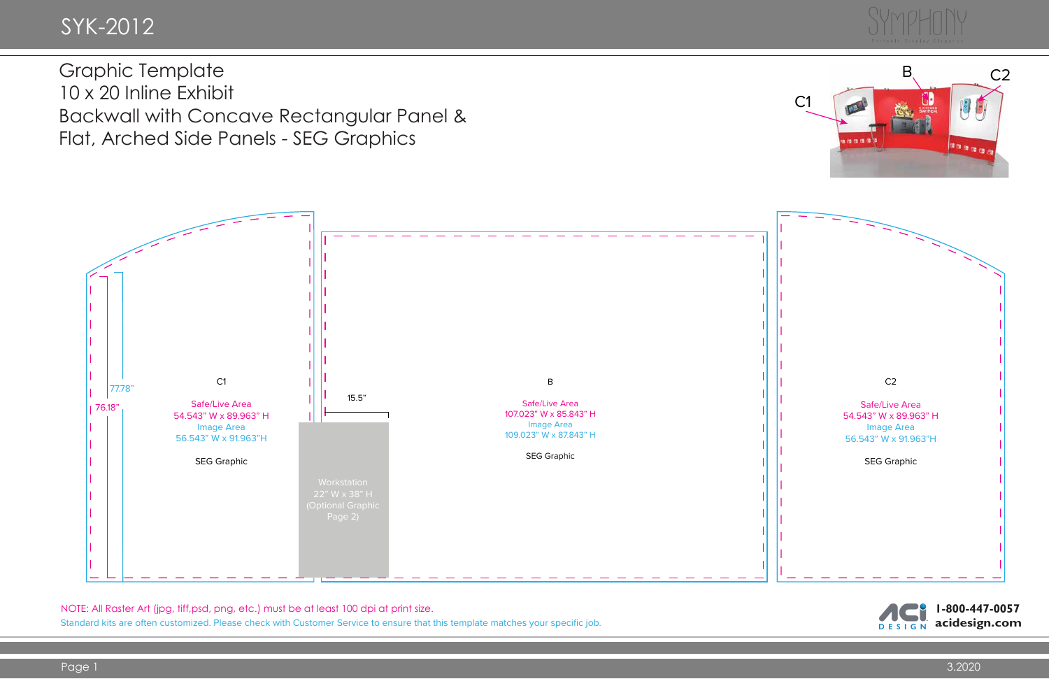# SYK-2012

SYMPHONY

## Graphic Template
10 x 20 Inline Exhibit
Backwall with Concave Rectangular Panel &
Flat, Arched Side Panels - SEG Graphics

B

C1

C2

77.78"

76.18"

C1
Safe/Live Area
54.543" W x 89.963" H
Image Area
56.543" W x 91.963"H

SEG Graphic

15.5"

Workstation
22" W x 38" H
(Optional Graphic
Page 2)

B
Safe/Live Area
107.023" W x 85.843" H
Image Area
109.023" W x 87.843" H

SEG Graphic

C2
Safe/Live Area
54.543" W x 89.963" H
Image Area
56.543" W x 91.963"H

SEG Graphic

NOTE: All Raster Art (jpg, tiff,psd, png, etc.) must be at least 100 dpi at print size.
Standard kits are often customized. Please check with Customer Service to ensure that this template matches your specific job.

ACi DESIGN 1-800-447-0057 acidesign.com

3.2020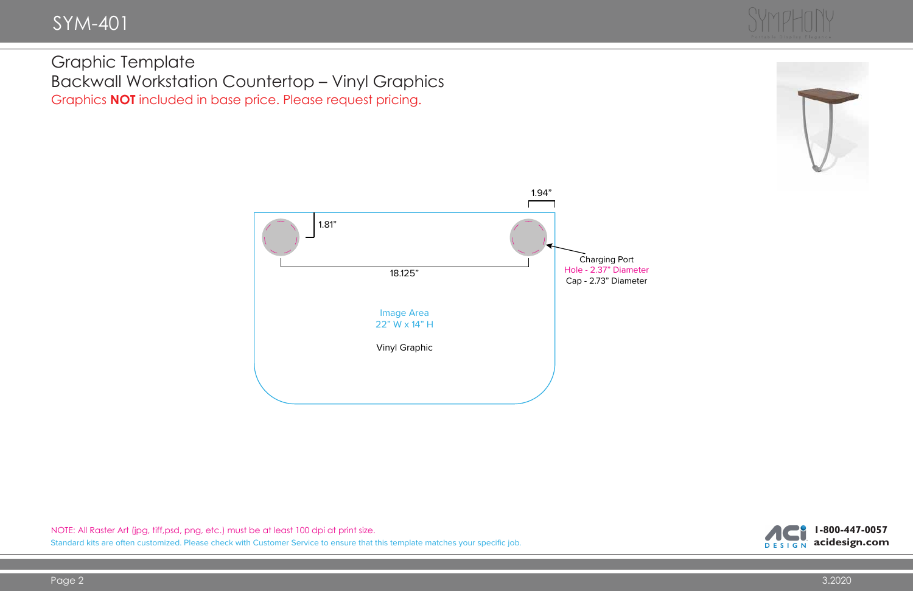# SYM-401

## Graphic Template

## Backwall Workstation Countertop – Vinyl Graphics

Graphics **NOT** included in base price. Please request pricing.

1.94”

1.81”

18.125”

Charging Port
Hole - 2.37” Diameter
Cap - 2.73” Diameter

Image Area
22” W x 14” H

Vinyl Graphic

NOTE: All Raster Art (jpg, tiff,psd, png, etc.) must be at least 100 dpi at print size.

Standard kits are often customized. Please check with Customer Service to ensure that this template matches your specific job.

1-800-447-0057
acidesign.com

3.2020